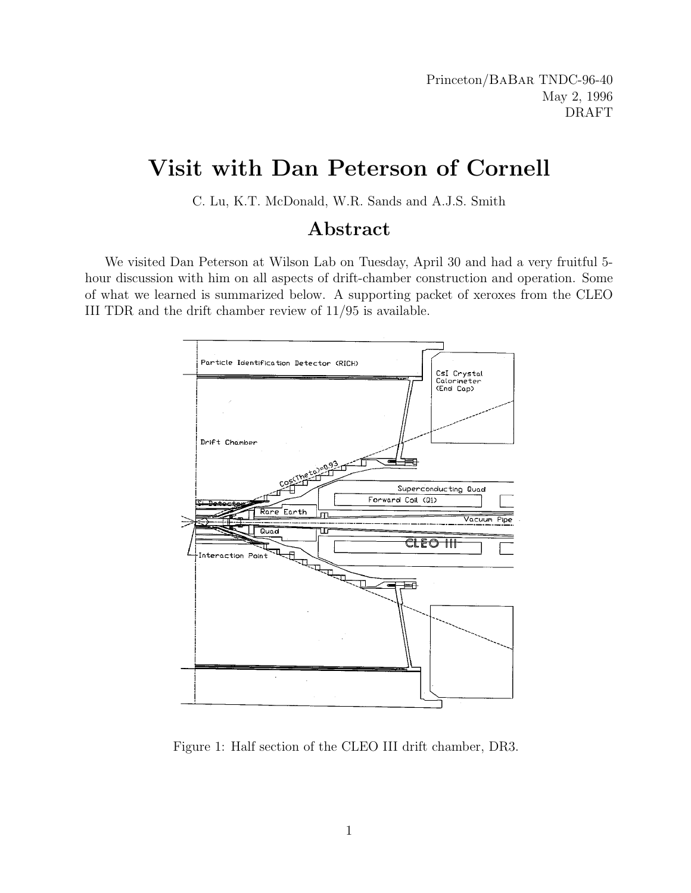Princeton/BaBar TNDC-96-40
May 2, 1996
DRAFT

# Visit with Dan Peterson of Cornell

C. Lu, K.T. McDonald, W.R. Sands and A.J.S. Smith

## Abstract

We visited Dan Peterson at Wilson Lab on Tuesday, April 30 and had a very fruitful 5-hour discussion with him on all aspects of drift-chamber construction and operation. Some of what we learned is summarized below. A supporting packet of xeroxes from the CLEO III TDR and the drift chamber review of 11/95 is available.

Figure 1: Half section of the CLEO III drift chamber, DR3.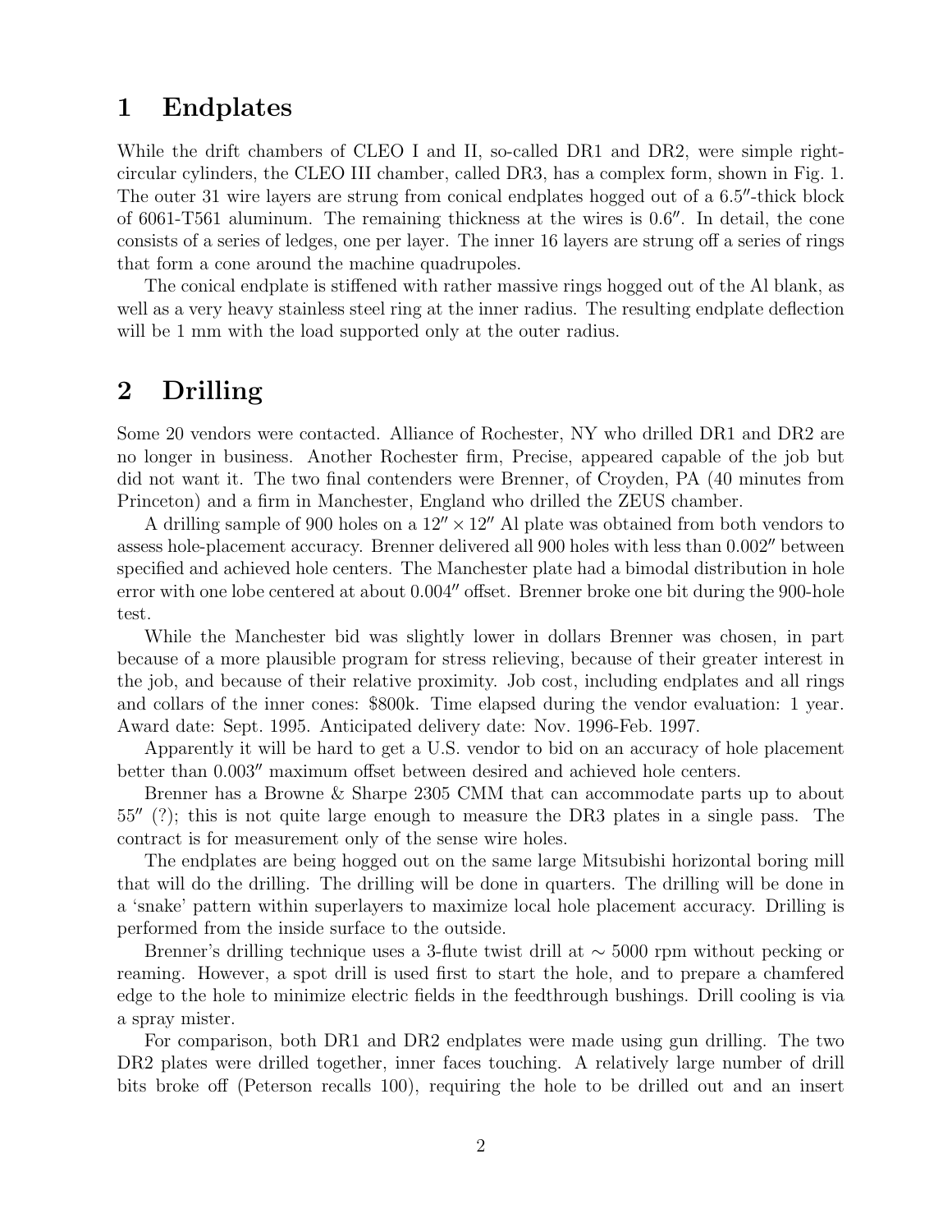# 1 Endplates

While the drift chambers of CLEO I and II, so-called DR1 and DR2, were simple right-circular cylinders, the CLEO III chamber, called DR3, has a complex form, shown in Fig. 1. The outer 31 wire layers are strung from conical endplates hogged out of a 6.5″-thick block of 6061-T561 aluminum. The remaining thickness at the wires is 0.6″. In detail, the cone consists of a series of ledges, one per layer. The inner 16 layers are strung off a series of rings that form a cone around the machine quadrupoles.

The conical endplate is stiffened with rather massive rings hogged out of the Al blank, as well as a very heavy stainless steel ring at the inner radius. The resulting endplate deflection will be 1 mm with the load supported only at the outer radius.

# 2 Drilling

Some 20 vendors were contacted. Alliance of Rochester, NY who drilled DR1 and DR2 are no longer in business. Another Rochester firm, Precise, appeared capable of the job but did not want it. The two final contenders were Brenner, of Croyden, PA (40 minutes from Princeton) and a firm in Manchester, England who drilled the ZEUS chamber.

A drilling sample of 900 holes on a $12'' \times 12''$ Al plate was obtained from both vendors to assess hole-placement accuracy. Brenner delivered all 900 holes with less than 0.002″ between specified and achieved hole centers. The Manchester plate had a bimodal distribution in hole error with one lobe centered at about 0.004″ offset. Brenner broke one bit during the 900-hole test.

While the Manchester bid was slightly lower in dollars Brenner was chosen, in part because of a more plausible program for stress relieving, because of their greater interest in the job, and because of their relative proximity. Job cost, including endplates and all rings and collars of the inner cones: \$800k. Time elapsed during the vendor evaluation: 1 year. Award date: Sept. 1995. Anticipated delivery date: Nov. 1996-Feb. 1997.

Apparently it will be hard to get a U.S. vendor to bid on an accuracy of hole placement better than 0.003″ maximum offset between desired and achieved hole centers.

Brenner has a Browne & Sharpe 2305 CMM that can accommodate parts up to about 55″ (?); this is not quite large enough to measure the DR3 plates in a single pass. The contract is for measurement only of the sense wire holes.

The endplates are being hogged out on the same large Mitsubishi horizontal boring mill that will do the drilling. The drilling will be done in quarters. The drilling will be done in a 'snake' pattern within superlayers to maximize local hole placement accuracy. Drilling is performed from the inside surface to the outside.

Brenner's drilling technique uses a 3-flute twist drill at $\sim 5000$ rpm without pecking or reaming. However, a spot drill is used first to start the hole, and to prepare a chamfered edge to the hole to minimize electric fields in the feedthrough bushings. Drill cooling is via a spray mister.

For comparison, both DR1 and DR2 endplates were made using gun drilling. The two DR2 plates were drilled together, inner faces touching. A relatively large number of drill bits broke off (Peterson recalls 100), requiring the hole to be drilled out and an insert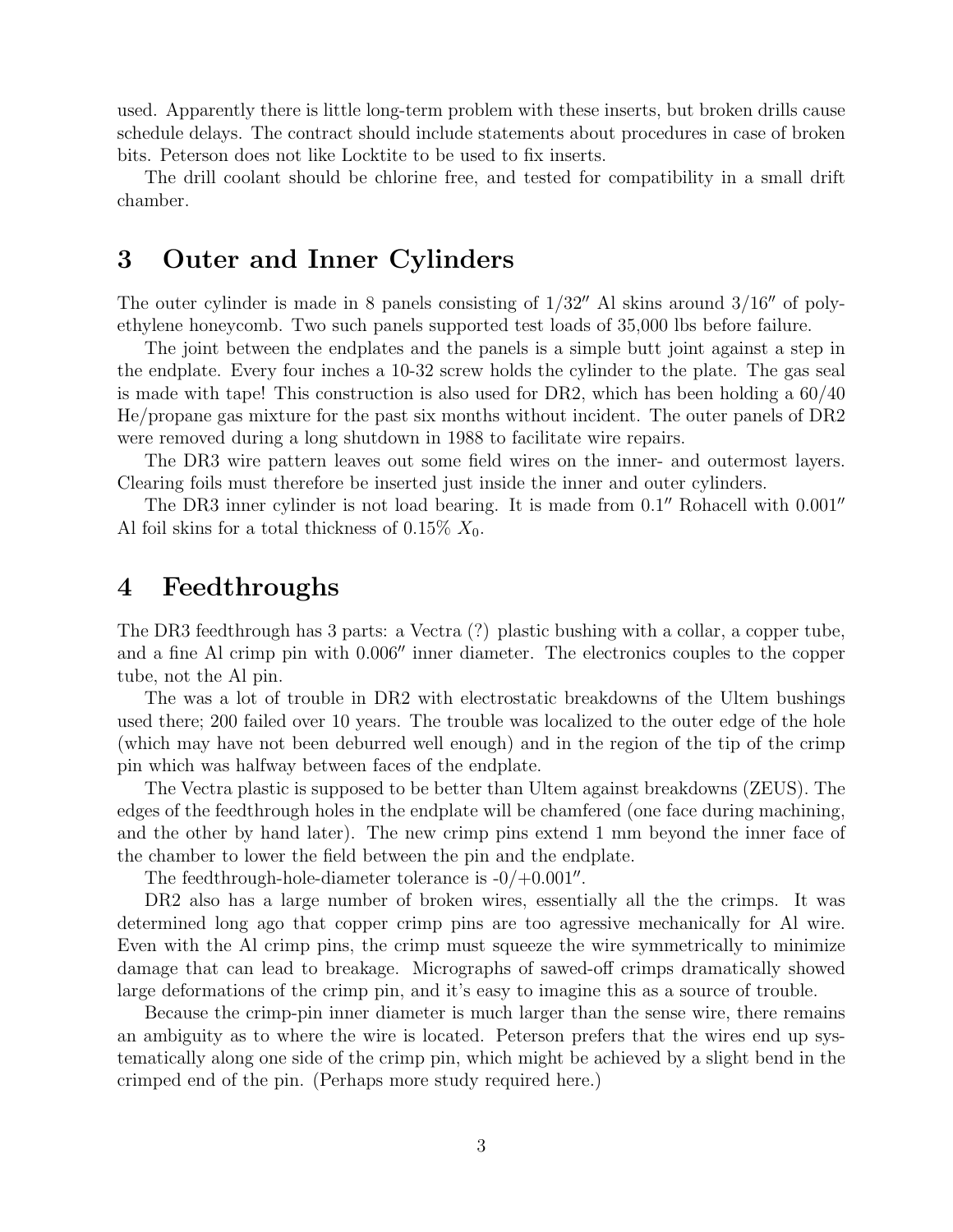used. Apparently there is little long-term problem with these inserts, but broken drills cause schedule delays. The contract should include statements about procedures in case of broken bits. Peterson does not like Locktite to be used to fix inserts.

The drill coolant should be chlorine free, and tested for compatibility in a small drift chamber.

# 3 Outer and Inner Cylinders

The outer cylinder is made in 8 panels consisting of 1/32″ Al skins around 3/16″ of polyethylene honeycomb. Two such panels supported test loads of 35,000 lbs before failure.

The joint between the endplates and the panels is a simple butt joint against a step in the endplate. Every four inches a 10-32 screw holds the cylinder to the plate. The gas seal is made with tape! This construction is also used for DR2, which has been holding a 60/40 He/propane gas mixture for the past six months without incident. The outer panels of DR2 were removed during a long shutdown in 1988 to facilitate wire repairs.

The DR3 wire pattern leaves out some field wires on the inner- and outermost layers. Clearing foils must therefore be inserted just inside the inner and outer cylinders.

The DR3 inner cylinder is not load bearing. It is made from 0.1″ Rohacell with 0.001″ Al foil skins for a total thickness of 0.15% $X_0$.

# 4 Feedthroughs

The DR3 feedthrough has 3 parts: a Vectra (?) plastic bushing with a collar, a copper tube, and a fine Al crimp pin with 0.006″ inner diameter. The electronics couples to the copper tube, not the Al pin.

The was a lot of trouble in DR2 with electrostatic breakdowns of the Ultem bushings used there; 200 failed over 10 years. The trouble was localized to the outer edge of the hole (which may have not been deburred well enough) and in the region of the tip of the crimp pin which was halfway between faces of the endplate.

The Vectra plastic is supposed to be better than Ultem against breakdowns (ZEUS). The edges of the feedthrough holes in the endplate will be chamfered (one face during machining, and the other by hand later). The new crimp pins extend 1 mm beyond the inner face of the chamber to lower the field between the pin and the endplate.

The feedthrough-hole-diameter tolerance is -0/+0.001″.

DR2 also has a large number of broken wires, essentially all the the crimps. It was determined long ago that copper crimp pins are too agressive mechanically for Al wire. Even with the Al crimp pins, the crimp must squeeze the wire symmetrically to minimize damage that can lead to breakage. Micrographs of sawed-off crimps dramatically showed large deformations of the crimp pin, and it's easy to imagine this as a source of trouble.

Because the crimp-pin inner diameter is much larger than the sense wire, there remains an ambiguity as to where the wire is located. Peterson prefers that the wires end up systematically along one side of the crimp pin, which might be achieved by a slight bend in the crimped end of the pin. (Perhaps more study required here.)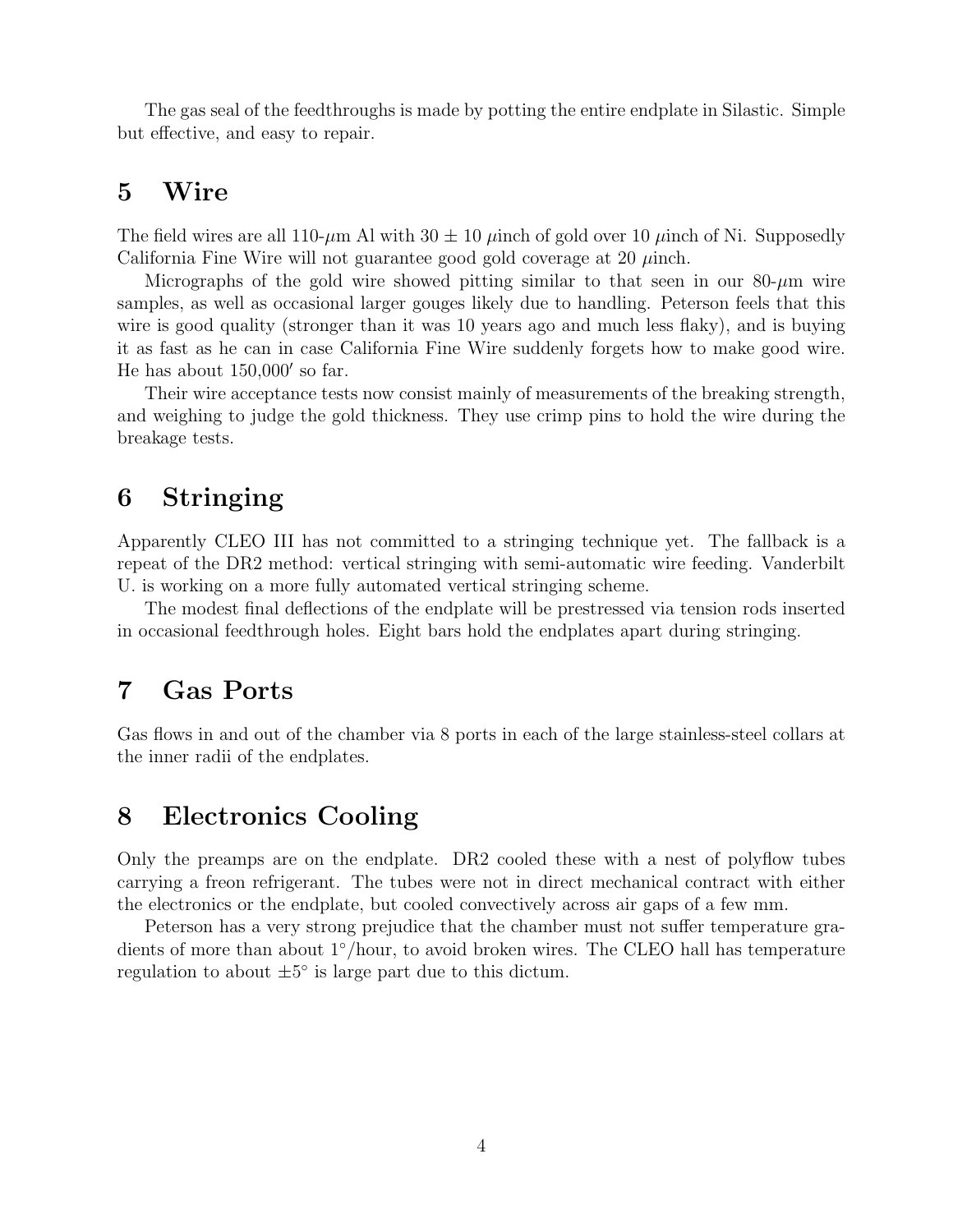The gas seal of the feedthroughs is made by potting the entire endplate in Silastic. Simple but effective, and easy to repair.

## 5 Wire

The field wires are all 110-$\mu$m Al with $30 \pm 10$ $\mu$inch of gold over 10 $\mu$inch of Ni. Supposedly California Fine Wire will not guarantee good gold coverage at 20 $\mu$inch.

Micrographs of the gold wire showed pitting similar to that seen in our 80-$\mu$m wire samples, as well as occasional larger gouges likely due to handling. Peterson feels that this wire is good quality (stronger than it was 10 years ago and much less flaky), and is buying it as fast as he can in case California Fine Wire suddenly forgets how to make good wire. He has about 150,000$'$ so far.

Their wire acceptance tests now consist mainly of measurements of the breaking strength, and weighing to judge the gold thickness. They use crimp pins to hold the wire during the breakage tests.

## 6 Stringing

Apparently CLEO III has not committed to a stringing technique yet. The fallback is a repeat of the DR2 method: vertical stringing with semi-automatic wire feeding. Vanderbilt U. is working on a more fully automated vertical stringing scheme.

The modest final deflections of the endplate will be prestressed via tension rods inserted in occasional feedthrough holes. Eight bars hold the endplates apart during stringing.

## 7 Gas Ports

Gas flows in and out of the chamber via 8 ports in each of the large stainless-steel collars at the inner radii of the endplates.

## 8 Electronics Cooling

Only the preamps are on the endplate. DR2 cooled these with a nest of polyflow tubes carrying a freon refrigerant. The tubes were not in direct mechanical contract with either the electronics or the endplate, but cooled convectively across air gaps of a few mm.

Peterson has a very strong prejudice that the chamber must not suffer temperature gradients of more than about $1^\circ$/hour, to avoid broken wires. The CLEO hall has temperature regulation to about $\pm 5^\circ$ is large part due to this dictum.